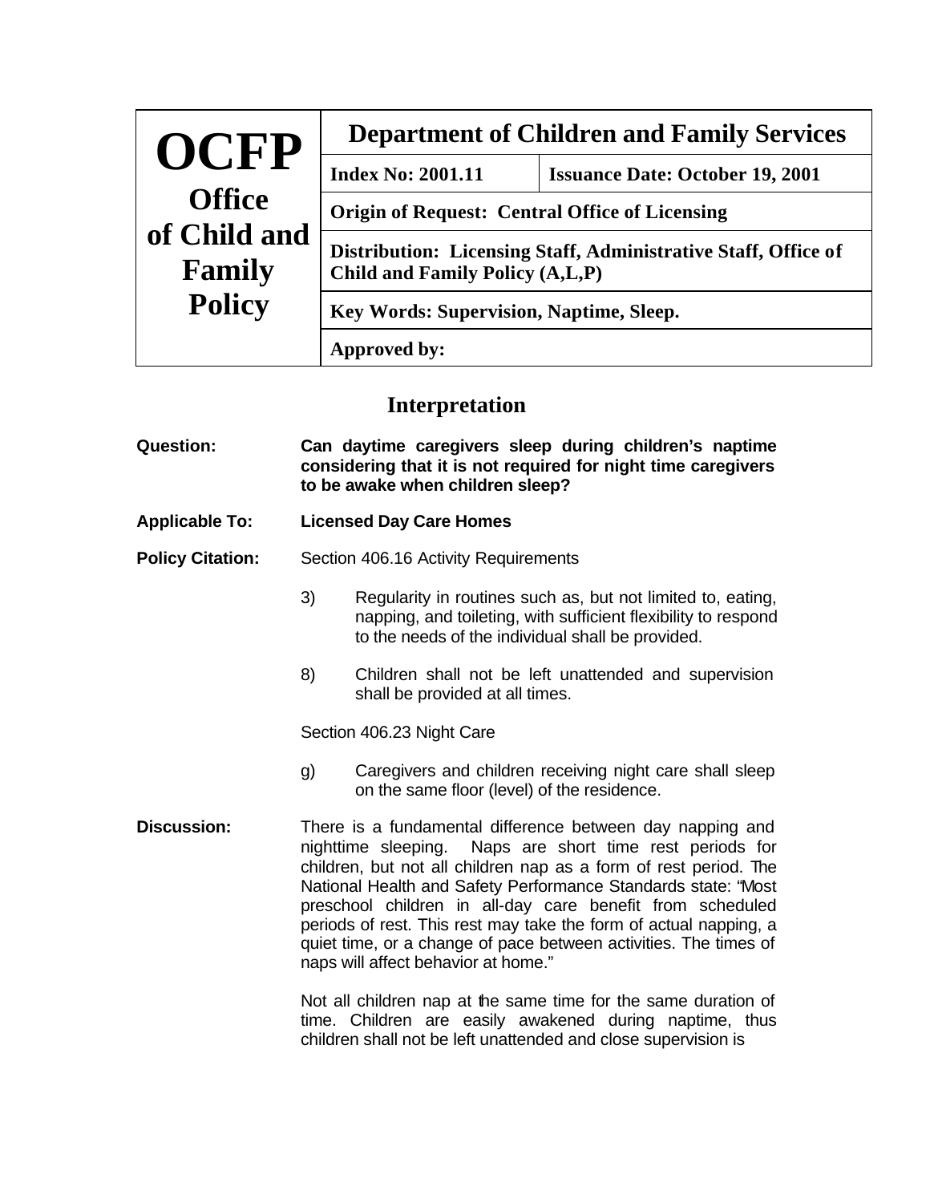| **OCFP**<br>**Office of Child and Family Policy** | **Department of Children and Family Services** | |
|---|---|---|
| | **Index No: 2001.11** | **Issuance Date: October 19, 2001** |
| | **Origin of Request: Central Office of Licensing** | |
| | **Distribution: Licensing Staff, Administrative Staff, Office of Child and Family Policy (A,L,P)** | |
| | **Key Words: Supervision, Naptime, Sleep.** | |
| | **Approved by:** | |

## Interpretation

**Question:** **Can daytime caregivers sleep during children's naptime considering that it is not required for night time caregivers to be awake when children sleep?**

**Applicable To:** **Licensed Day Care Homes**

**Policy Citation:** Section 406.16 Activity Requirements

3) Regularity in routines such as, but not limited to, eating, napping, and toileting, with sufficient flexibility to respond to the needs of the individual shall be provided.

8) Children shall not be left unattended and supervision shall be provided at all times.

Section 406.23 Night Care

g) Caregivers and children receiving night care shall sleep on the same floor (level) of the residence.

**Discussion:** There is a fundamental difference between day napping and nighttime sleeping. Naps are short time rest periods for children, but not all children nap as a form of rest period. The National Health and Safety Performance Standards state: "Most preschool children in all-day care benefit from scheduled periods of rest. This rest may take the form of actual napping, a quiet time, or a change of pace between activities. The times of naps will affect behavior at home."

Not all children nap at the same time for the same duration of time. Children are easily awakened during naptime, thus children shall not be left unattended and close supervision is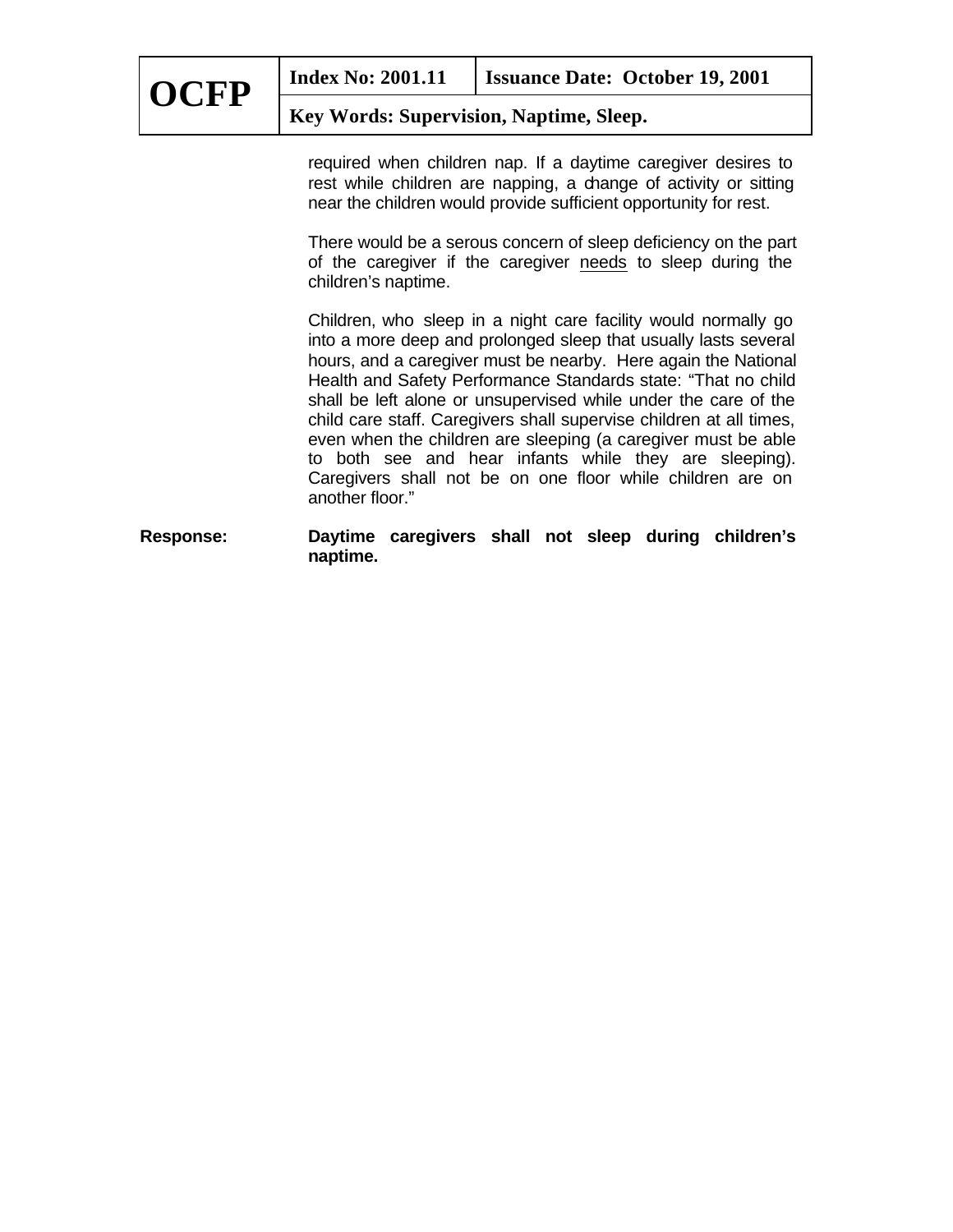| OCFP | Index No: 2001.11 | Issuance Date: October 19, 2001 |
| --- | --- | --- |
| | Key Words: Supervision, Naptime, Sleep. | |

required when children nap. If a daytime caregiver desires to rest while children are napping, a change of activity or sitting near the children would provide sufficient opportunity for rest.

There would be a serous concern of sleep deficiency on the part of the caregiver if the caregiver needs to sleep during the children's naptime.

Children, who sleep in a night care facility would normally go into a more deep and prolonged sleep that usually lasts several hours, and a caregiver must be nearby. Here again the National Health and Safety Performance Standards state: "That no child shall be left alone or unsupervised while under the care of the child care staff. Caregivers shall supervise children at all times, even when the children are sleeping (a caregiver must be able to both see and hear infants while they are sleeping). Caregivers shall not be on one floor while children are on another floor."

**Response:** **Daytime caregivers shall not sleep during children's naptime.**